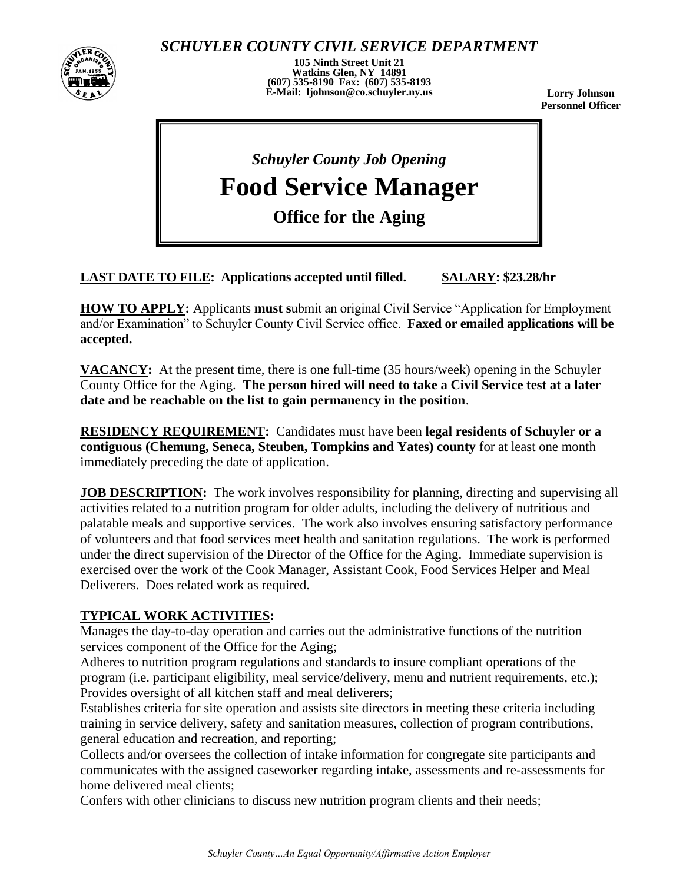## *SCHUYLER COUNTY CIVIL SERVICE DEPARTMENT*

**105 Ninth Street Unit 21**
**Watkins Glen, NY 14891**
**(607) 535-8190 Fax: (607) 535-8193**
**E-Mail: ljohnson@co.schuyler.ny.us**

**Lorry Johnson**
**Personnel Officer**

*Schuyler County Job Opening*

# Food Service Manager

**Office for the Aging**

**LAST DATE TO FILE: Applications accepted until filled.** **SALARY: $23.28/hr**

**HOW TO APPLY:** Applicants **must s**ubmit an original Civil Service "Application for Employment and/or Examination" to Schuyler County Civil Service office. **Faxed or emailed applications will be accepted.**

**VACANCY:** At the present time, there is one full-time (35 hours/week) opening in the Schuyler County Office for the Aging. **The person hired will need to take a Civil Service test at a later date and be reachable on the list to gain permanency in the position**.

**RESIDENCY REQUIREMENT:** Candidates must have been **legal residents of Schuyler or a contiguous (Chemung, Seneca, Steuben, Tompkins and Yates) county** for at least one month immediately preceding the date of application.

**JOB DESCRIPTION:** The work involves responsibility for planning, directing and supervising all activities related to a nutrition program for older adults, including the delivery of nutritious and palatable meals and supportive services. The work also involves ensuring satisfactory performance of volunteers and that food services meet health and sanitation regulations. The work is performed under the direct supervision of the Director of the Office for the Aging. Immediate supervision is exercised over the work of the Cook Manager, Assistant Cook, Food Services Helper and Meal Deliverers. Does related work as required.

**TYPICAL WORK ACTIVITIES:**

Manages the day-to-day operation and carries out the administrative functions of the nutrition services component of the Office for the Aging;
Adheres to nutrition program regulations and standards to insure compliant operations of the program (i.e. participant eligibility, meal service/delivery, menu and nutrient requirements, etc.);
Provides oversight of all kitchen staff and meal deliverers;
Establishes criteria for site operation and assists site directors in meeting these criteria including training in service delivery, safety and sanitation measures, collection of program contributions, general education and recreation, and reporting;
Collects and/or oversees the collection of intake information for congregate site participants and communicates with the assigned caseworker regarding intake, assessments and re-assessments for home delivered meal clients;
Confers with other clinicians to discuss new nutrition program clients and their needs;

*Schuyler County…An Equal Opportunity/Affirmative Action Employer*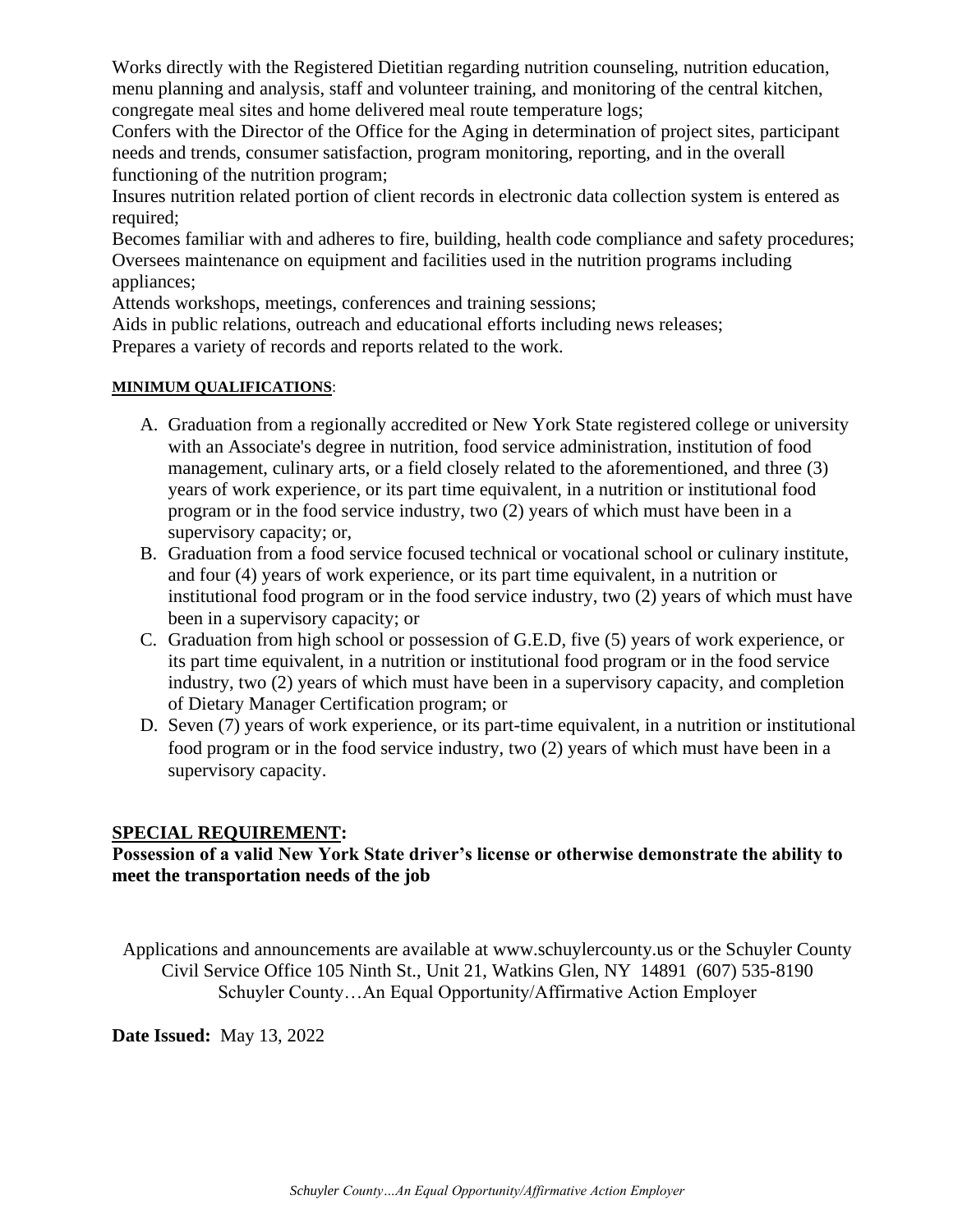Works directly with the Registered Dietitian regarding nutrition counseling, nutrition education, menu planning and analysis, staff and volunteer training, and monitoring of the central kitchen, congregate meal sites and home delivered meal route temperature logs;
Confers with the Director of the Office for the Aging in determination of project sites, participant needs and trends, consumer satisfaction, program monitoring, reporting, and in the overall functioning of the nutrition program;
Insures nutrition related portion of client records in electronic data collection system is entered as required;
Becomes familiar with and adheres to fire, building, health code compliance and safety procedures;
Oversees maintenance on equipment and facilities used in the nutrition programs including appliances;
Attends workshops, meetings, conferences and training sessions;
Aids in public relations, outreach and educational efforts including news releases;
Prepares a variety of records and reports related to the work.

**MINIMUM QUALIFICATIONS**:

A. Graduation from a regionally accredited or New York State registered college or university with an Associate's degree in nutrition, food service administration, institution of food management, culinary arts, or a field closely related to the aforementioned, and three (3) years of work experience, or its part time equivalent, in a nutrition or institutional food program or in the food service industry, two (2) years of which must have been in a supervisory capacity; or,
B. Graduation from a food service focused technical or vocational school or culinary institute, and four (4) years of work experience, or its part time equivalent, in a nutrition or institutional food program or in the food service industry, two (2) years of which must have been in a supervisory capacity; or
C. Graduation from high school or possession of G.E.D, five (5) years of work experience, or its part time equivalent, in a nutrition or institutional food program or in the food service industry, two (2) years of which must have been in a supervisory capacity, and completion of Dietary Manager Certification program; or
D. Seven (7) years of work experience, or its part-time equivalent, in a nutrition or institutional food program or in the food service industry, two (2) years of which must have been in a supervisory capacity.

**SPECIAL REQUIREMENT:**

**Possession of a valid New York State driver's license or otherwise demonstrate the ability to meet the transportation needs of the job**

Applications and announcements are available at www.schuylercounty.us or the Schuyler County Civil Service Office 105 Ninth St., Unit 21, Watkins Glen, NY 14891 (607) 535-8190
Schuyler County…An Equal Opportunity/Affirmative Action Employer

**Date Issued:** May 13, 2022